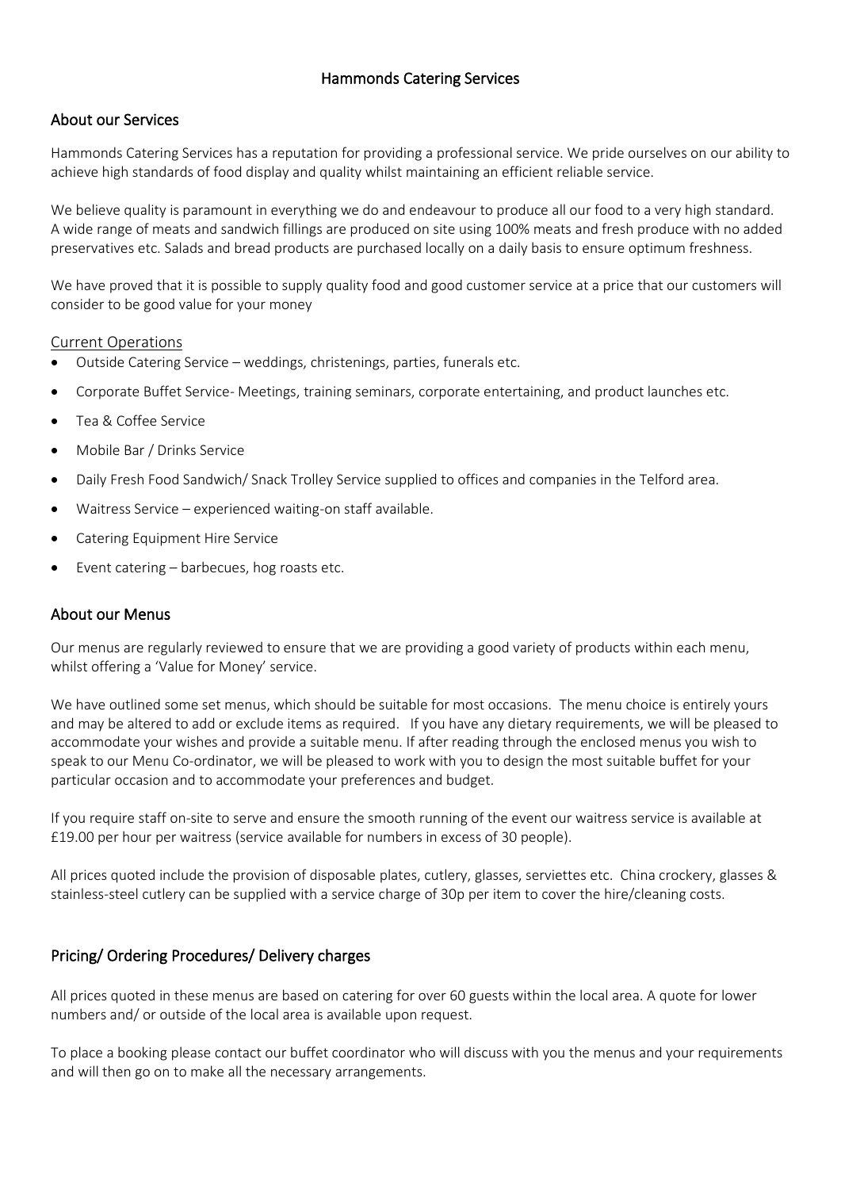# Hammonds Catering Services

## About our Services

Hammonds Catering Services has a reputation for providing a professional service. We pride ourselves on our ability to achieve high standards of food display and quality whilst maintaining an efficient reliable service.

We believe quality is paramount in everything we do and endeavour to produce all our food to a very high standard. A wide range of meats and sandwich fillings are produced on site using 100% meats and fresh produce with no added preservatives etc. Salads and bread products are purchased locally on a daily basis to ensure optimum freshness.

We have proved that it is possible to supply quality food and good customer service at a price that our customers will consider to be good value for your money

### Current Operations

- Outside Catering Service – weddings, christenings, parties, funerals etc.
- Corporate Buffet Service- Meetings, training seminars, corporate entertaining, and product launches etc.
- Tea & Coffee Service
- Mobile Bar / Drinks Service
- Daily Fresh Food Sandwich/ Snack Trolley Service supplied to offices and companies in the Telford area.
- Waitress Service – experienced waiting-on staff available.
- Catering Equipment Hire Service
- Event catering – barbecues, hog roasts etc.

## About our Menus

Our menus are regularly reviewed to ensure that we are providing a good variety of products within each menu, whilst offering a 'Value for Money' service.

We have outlined some set menus, which should be suitable for most occasions. The menu choice is entirely yours and may be altered to add or exclude items as required. If you have any dietary requirements, we will be pleased to accommodate your wishes and provide a suitable menu. If after reading through the enclosed menus you wish to speak to our Menu Co-ordinator, we will be pleased to work with you to design the most suitable buffet for your particular occasion and to accommodate your preferences and budget.

If you require staff on-site to serve and ensure the smooth running of the event our waitress service is available at £19.00 per hour per waitress (service available for numbers in excess of 30 people).

All prices quoted include the provision of disposable plates, cutlery, glasses, serviettes etc. China crockery, glasses & stainless-steel cutlery can be supplied with a service charge of 30p per item to cover the hire/cleaning costs.

## Pricing/ Ordering Procedures/ Delivery charges

All prices quoted in these menus are based on catering for over 60 guests within the local area. A quote for lower numbers and/ or outside of the local area is available upon request.

To place a booking please contact our buffet coordinator who will discuss with you the menus and your requirements and will then go on to make all the necessary arrangements.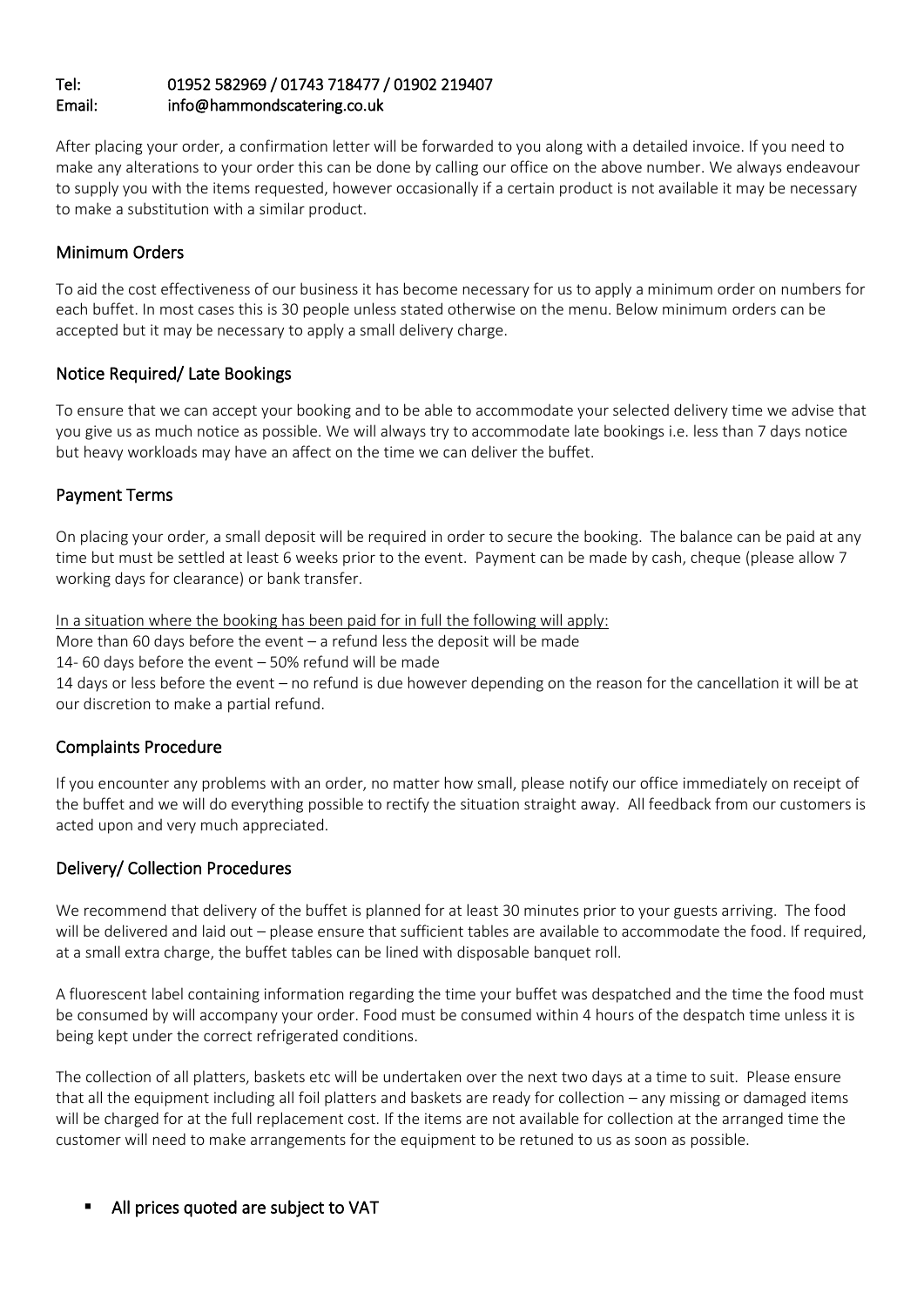**Tel:** 01952 582969 / 01743 718477 / 01902 219407
**Email:** info@hammondscatering.co.uk

After placing your order, a confirmation letter will be forwarded to you along with a detailed invoice. If you need to make any alterations to your order this can be done by calling our office on the above number. We always endeavour to supply you with the items requested, however occasionally if a certain product is not available it may be necessary to make a substitution with a similar product.

## Minimum Orders

To aid the cost effectiveness of our business it has become necessary for us to apply a minimum order on numbers for each buffet. In most cases this is 30 people unless stated otherwise on the menu. Below minimum orders can be accepted but it may be necessary to apply a small delivery charge.

## Notice Required/ Late Bookings

To ensure that we can accept your booking and to be able to accommodate your selected delivery time we advise that you give us as much notice as possible. We will always try to accommodate late bookings i.e. less than 7 days notice but heavy workloads may have an affect on the time we can deliver the buffet.

## Payment Terms

On placing your order, a small deposit will be required in order to secure the booking. The balance can be paid at any time but must be settled at least 6 weeks prior to the event. Payment can be made by cash, cheque (please allow 7 working days for clearance) or bank transfer.

In a situation where the booking has been paid for in full the following will apply:
More than 60 days before the event – a refund less the deposit will be made
14- 60 days before the event – 50% refund will be made
14 days or less before the event – no refund is due however depending on the reason for the cancellation it will be at our discretion to make a partial refund.

## Complaints Procedure

If you encounter any problems with an order, no matter how small, please notify our office immediately on receipt of the buffet and we will do everything possible to rectify the situation straight away. All feedback from our customers is acted upon and very much appreciated.

## Delivery/ Collection Procedures

We recommend that delivery of the buffet is planned for at least 30 minutes prior to your guests arriving. The food will be delivered and laid out – please ensure that sufficient tables are available to accommodate the food. If required, at a small extra charge, the buffet tables can be lined with disposable banquet roll.

A fluorescent label containing information regarding the time your buffet was despatched and the time the food must be consumed by will accompany your order. Food must be consumed within 4 hours of the despatch time unless it is being kept under the correct refrigerated conditions.

The collection of all platters, baskets etc will be undertaken over the next two days at a time to suit. Please ensure that all the equipment including all foil platters and baskets are ready for collection – any missing or damaged items will be charged for at the full replacement cost. If the items are not available for collection at the arranged time the customer will need to make arrangements for the equipment to be retuned to us as soon as possible.

- All prices quoted are subject to VAT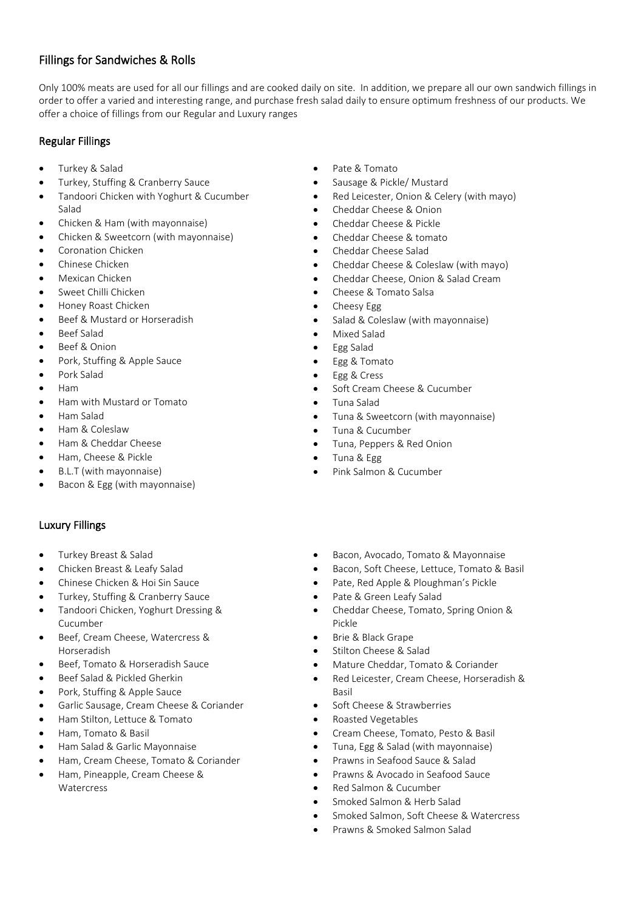## Fillings for Sandwiches & Rolls

Only 100% meats are used for all our fillings and are cooked daily on site. In addition, we prepare all our own sandwich fillings in order to offer a varied and interesting range, and purchase fresh salad daily to ensure optimum freshness of our products. We offer a choice of fillings from our Regular and Luxury ranges

### Regular Fillings

- Turkey & Salad
- Turkey, Stuffing & Cranberry Sauce
- Tandoori Chicken with Yoghurt & Cucumber Salad
- Chicken & Ham (with mayonnaise)
- Chicken & Sweetcorn (with mayonnaise)
- Coronation Chicken
- Chinese Chicken
- Mexican Chicken
- Sweet Chilli Chicken
- Honey Roast Chicken
- Beef & Mustard or Horseradish
- Beef Salad
- Beef & Onion
- Pork, Stuffing & Apple Sauce
- Pork Salad
- Ham
- Ham with Mustard or Tomato
- Ham Salad
- Ham & Coleslaw
- Ham & Cheddar Cheese
- Ham, Cheese & Pickle
- B.L.T (with mayonnaise)
- Bacon & Egg (with mayonnaise)
- Pate & Tomato
- Sausage & Pickle/ Mustard
- Red Leicester, Onion & Celery (with mayo)
- Cheddar Cheese & Onion
- Cheddar Cheese & Pickle
- Cheddar Cheese & tomato
- Cheddar Cheese Salad
- Cheddar Cheese & Coleslaw (with mayo)
- Cheddar Cheese, Onion & Salad Cream
- Cheese & Tomato Salsa
- Cheesy Egg
- Salad & Coleslaw (with mayonnaise)
- Mixed Salad
- Egg Salad
- Egg & Tomato
- Egg & Cress
- Soft Cream Cheese & Cucumber
- Tuna Salad
- Tuna & Sweetcorn (with mayonnaise)
- Tuna & Cucumber
- Tuna, Peppers & Red Onion
- Tuna & Egg
- Pink Salmon & Cucumber

### Luxury Fillings

- Turkey Breast & Salad
- Chicken Breast & Leafy Salad
- Chinese Chicken & Hoi Sin Sauce
- Turkey, Stuffing & Cranberry Sauce
- Tandoori Chicken, Yoghurt Dressing & Cucumber
- Beef, Cream Cheese, Watercress & Horseradish
- Beef, Tomato & Horseradish Sauce
- Beef Salad & Pickled Gherkin
- Pork, Stuffing & Apple Sauce
- Garlic Sausage, Cream Cheese & Coriander
- Ham Stilton, Lettuce & Tomato
- Ham, Tomato & Basil
- Ham Salad & Garlic Mayonnaise
- Ham, Cream Cheese, Tomato & Coriander
- Ham, Pineapple, Cream Cheese & Watercress
- Bacon, Avocado, Tomato & Mayonnaise
- Bacon, Soft Cheese, Lettuce, Tomato & Basil
- Pate, Red Apple & Ploughman's Pickle
- Pate & Green Leafy Salad
- Cheddar Cheese, Tomato, Spring Onion & Pickle
- Brie & Black Grape
- Stilton Cheese & Salad
- Mature Cheddar, Tomato & Coriander
- Red Leicester, Cream Cheese, Horseradish & Basil
- Soft Cheese & Strawberries
- Roasted Vegetables
- Cream Cheese, Tomato, Pesto & Basil
- Tuna, Egg & Salad (with mayonnaise)
- Prawns in Seafood Sauce & Salad
- Prawns & Avocado in Seafood Sauce
- Red Salmon & Cucumber
- Smoked Salmon & Herb Salad
- Smoked Salmon, Soft Cheese & Watercress
- Prawns & Smoked Salmon Salad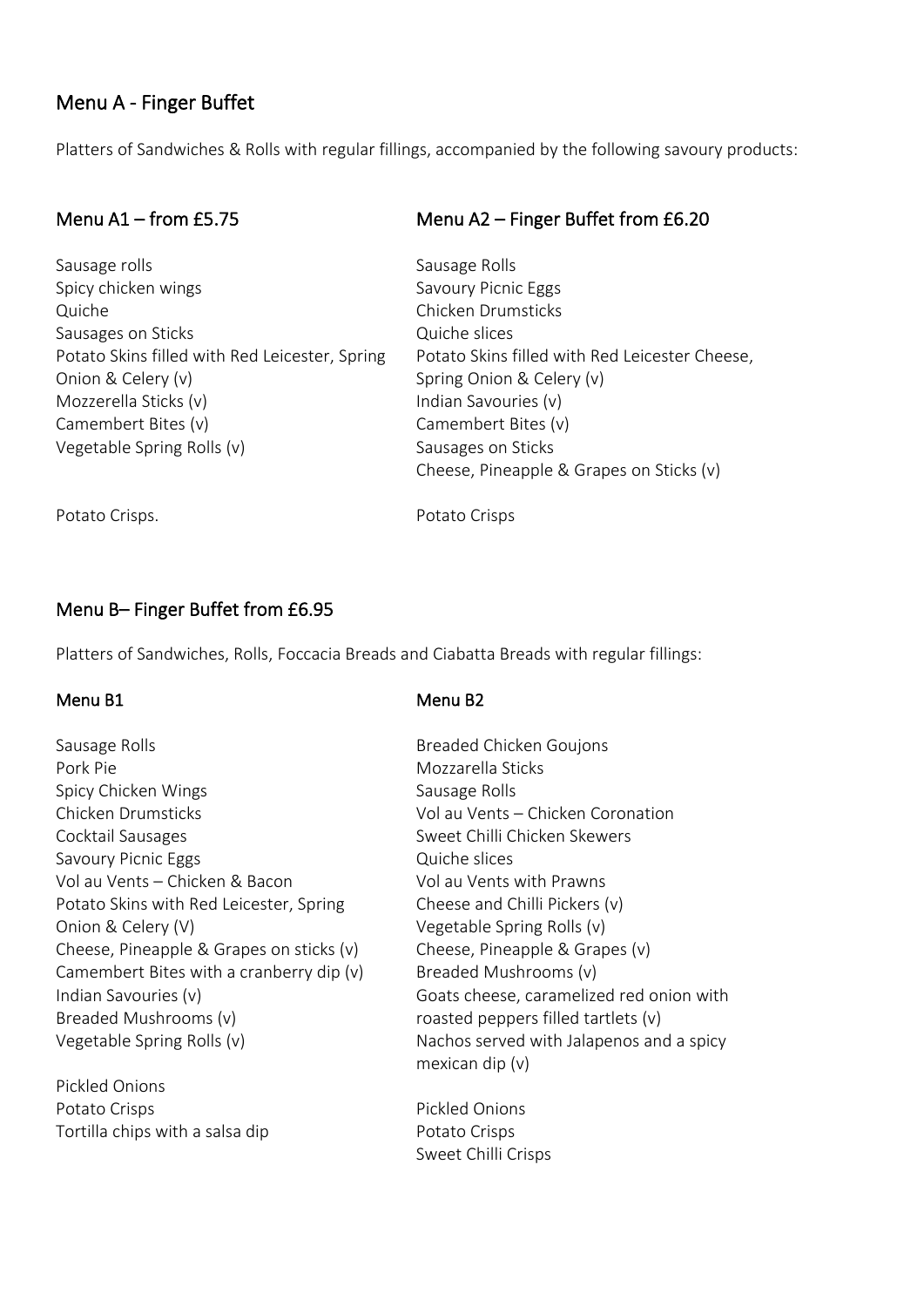## Menu A - Finger Buffet

Platters of Sandwiches & Rolls with regular fillings, accompanied by the following savoury products:

### Menu A1 – from £5.75

Sausage rolls
Spicy chicken wings
Quiche
Sausages on Sticks
Potato Skins filled with Red Leicester, Spring Onion & Celery (v)
Mozzerella Sticks (v)
Camembert Bites (v)
Vegetable Spring Rolls (v)

Potato Crisps.

### Menu A2 – Finger Buffet from £6.20

Sausage Rolls
Savoury Picnic Eggs
Chicken Drumsticks
Quiche slices
Potato Skins filled with Red Leicester Cheese, Spring Onion & Celery (v)
Indian Savouries (v)
Camembert Bites (v)
Sausages on Sticks
Cheese, Pineapple & Grapes on Sticks (v)

Potato Crisps

## Menu B– Finger Buffet from £6.95

Platters of Sandwiches, Rolls, Foccacia Breads and Ciabatta Breads with regular fillings:

### Menu B1

Sausage Rolls
Pork Pie
Spicy Chicken Wings
Chicken Drumsticks
Cocktail Sausages
Savoury Picnic Eggs
Vol au Vents – Chicken & Bacon
Potato Skins with Red Leicester, Spring Onion & Celery (V)
Cheese, Pineapple & Grapes on sticks (v)
Camembert Bites with a cranberry dip (v)
Indian Savouries (v)
Breaded Mushrooms (v)
Vegetable Spring Rolls (v)

Pickled Onions
Potato Crisps
Tortilla chips with a salsa dip

### Menu B2

Breaded Chicken Goujons
Mozzarella Sticks
Sausage Rolls
Vol au Vents – Chicken Coronation
Sweet Chilli Chicken Skewers
Quiche slices
Vol au Vents with Prawns
Cheese and Chilli Pickers (v)
Vegetable Spring Rolls (v)
Cheese, Pineapple & Grapes (v)
Breaded Mushrooms (v)
Goats cheese, caramelized red onion with roasted peppers filled tartlets (v)
Nachos served with Jalapenos and a spicy mexican dip (v)

Pickled Onions
Potato Crisps
Sweet Chilli Crisps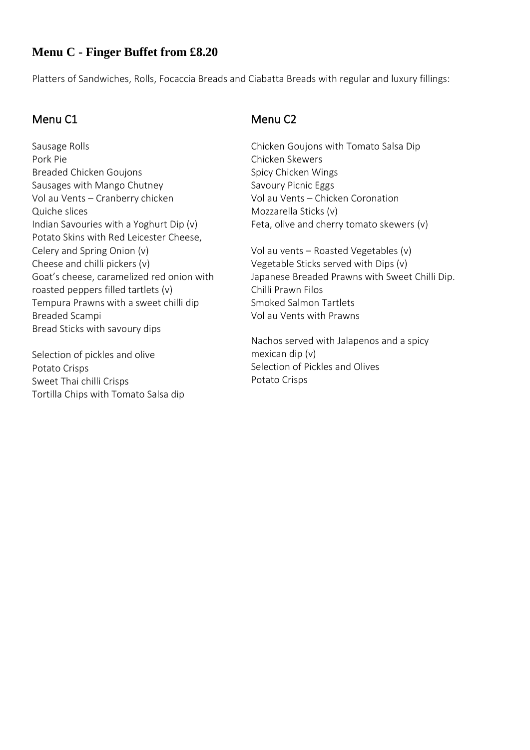## Menu C - Finger Buffet from £8.20

Platters of Sandwiches, Rolls, Focaccia Breads and Ciabatta Breads with regular and luxury fillings:

### Menu C1

Sausage Rolls
Pork Pie
Breaded Chicken Goujons
Sausages with Mango Chutney
Vol au Vents – Cranberry chicken
Quiche slices
Indian Savouries with a Yoghurt Dip (v)
Potato Skins with Red Leicester Cheese, Celery and Spring Onion (v)
Cheese and chilli pickers (v)
Goat's cheese, caramelized red onion with roasted peppers filled tartlets (v)
Tempura Prawns with a sweet chilli dip
Breaded Scampi
Bread Sticks with savoury dips

Selection of pickles and olive
Potato Crisps
Sweet Thai chilli Crisps
Tortilla Chips with Tomato Salsa dip

### Menu C2

Chicken Goujons with Tomato Salsa Dip
Chicken Skewers
Spicy Chicken Wings
Savoury Picnic Eggs
Vol au Vents – Chicken Coronation
Mozzarella Sticks (v)
Feta, olive and cherry tomato skewers (v)

Vol au vents – Roasted Vegetables (v)
Vegetable Sticks served with Dips (v)
Japanese Breaded Prawns with Sweet Chilli Dip.
Chilli Prawn Filos
Smoked Salmon Tartlets
Vol au Vents with Prawns

Nachos served with Jalapenos and a spicy mexican dip (v)
Selection of Pickles and Olives
Potato Crisps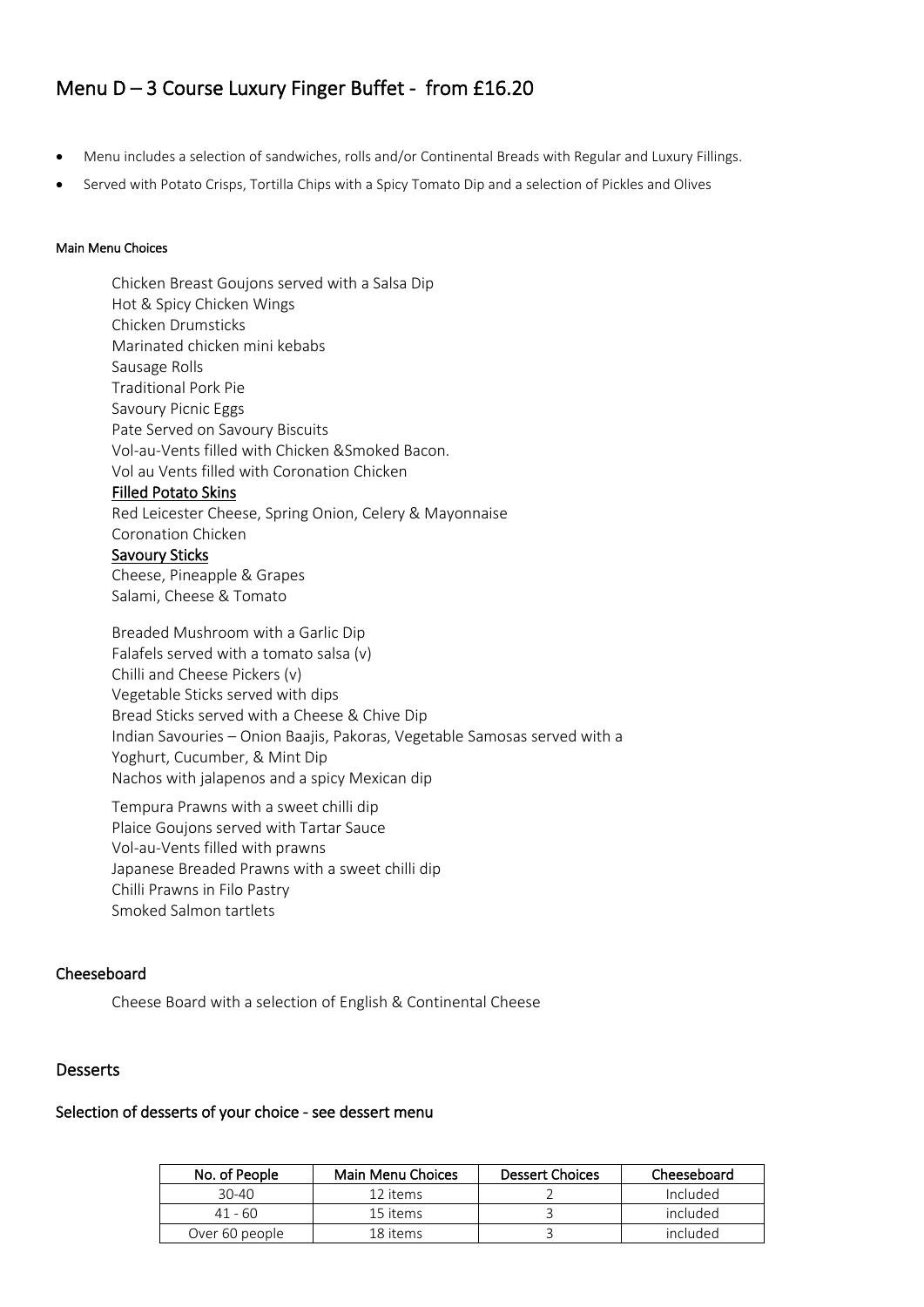# Menu D – 3 Course Luxury Finger Buffet - from £16.20

- Menu includes a selection of sandwiches, rolls and/or Continental Breads with Regular and Luxury Fillings.
- Served with Potato Crisps, Tortilla Chips with a Spicy Tomato Dip and a selection of Pickles and Olives

#### Main Menu Choices

Chicken Breast Goujons served with a Salsa Dip
Hot & Spicy Chicken Wings
Chicken Drumsticks
Marinated chicken mini kebabs
Sausage Rolls
Traditional Pork Pie
Savoury Picnic Eggs
Pate Served on Savoury Biscuits
Vol-au-Vents filled with Chicken &Smoked Bacon.
Vol au Vents filled with Coronation Chicken

**Filled Potato Skins**

Red Leicester Cheese, Spring Onion, Celery & Mayonnaise
Coronation Chicken

**Savoury Sticks**

Cheese, Pineapple & Grapes
Salami, Cheese & Tomato

Breaded Mushroom with a Garlic Dip
Falafels served with a tomato salsa (v)
Chilli and Cheese Pickers (v)
Vegetable Sticks served with dips
Bread Sticks served with a Cheese & Chive Dip
Indian Savouries – Onion Baajis, Pakoras, Vegetable Samosas served with a Yoghurt, Cucumber, & Mint Dip
Nachos with jalapenos and a spicy Mexican dip

Tempura Prawns with a sweet chilli dip
Plaice Goujons served with Tartar Sauce
Vol-au-Vents filled with prawns
Japanese Breaded Prawns with a sweet chilli dip
Chilli Prawns in Filo Pastry
Smoked Salmon tartlets

### Cheeseboard

Cheese Board with a selection of English & Continental Cheese

## Desserts

### Selection of desserts of your choice - see dessert menu

| No. of People | Main Menu Choices | Dessert Choices | Cheeseboard |
|---|---|---|---|
| 30-40 | 12 items | 2 | Included |
| 41 - 60 | 15 items | 3 | included |
| Over 60 people | 18 items | 3 | included |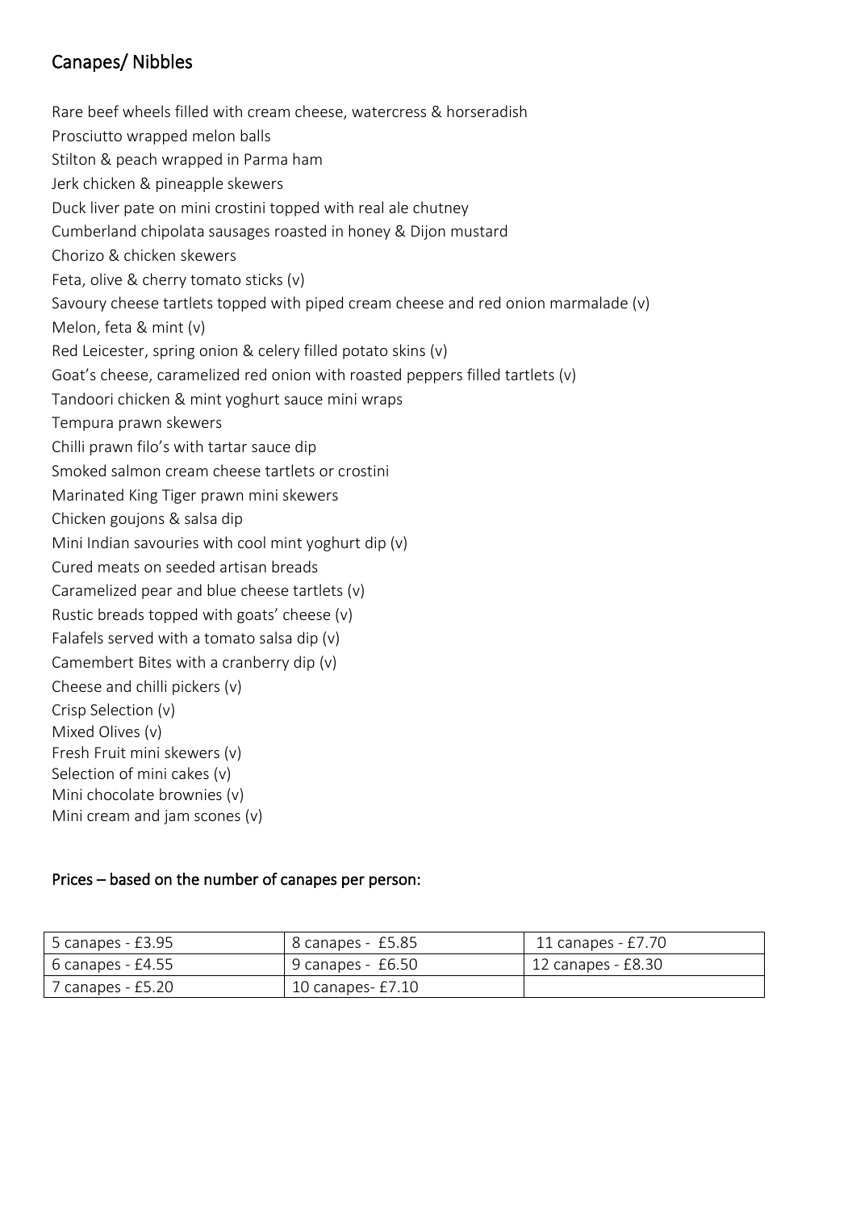## Canapes/ Nibbles

Rare beef wheels filled with cream cheese, watercress & horseradish
Prosciutto wrapped melon balls
Stilton & peach wrapped in Parma ham
Jerk chicken & pineapple skewers
Duck liver pate on mini crostini topped with real ale chutney
Cumberland chipolata sausages roasted in honey & Dijon mustard
Chorizo & chicken skewers
Feta, olive & cherry tomato sticks (v)
Savoury cheese tartlets topped with piped cream cheese and red onion marmalade (v)
Melon, feta & mint (v)
Red Leicester, spring onion & celery filled potato skins (v)
Goat's cheese, caramelized red onion with roasted peppers filled tartlets (v)
Tandoori chicken & mint yoghurt sauce mini wraps
Tempura prawn skewers
Chilli prawn filo's with tartar sauce dip
Smoked salmon cream cheese tartlets or crostini
Marinated King Tiger prawn mini skewers
Chicken goujons & salsa dip
Mini Indian savouries with cool mint yoghurt dip (v)
Cured meats on seeded artisan breads
Caramelized pear and blue cheese tartlets (v)
Rustic breads topped with goats' cheese (v)
Falafels served with a tomato salsa dip (v)
Camembert Bites with a cranberry dip (v)
Cheese and chilli pickers (v)
Crisp Selection (v)
Mixed Olives (v)
Fresh Fruit mini skewers (v)
Selection of mini cakes (v)
Mini chocolate brownies (v)
Mini cream and jam scones (v)

**Prices – based on the number of canapes per person:**

| | | |
|---|---|---|
| 5 canapes - £3.95 | 8 canapes - £5.85 | 11 canapes - £7.70 |
| 6 canapes - £4.55 | 9 canapes - £6.50 | 12 canapes - £8.30 |
| 7 canapes - £5.20 | 10 canapes- £7.10 | |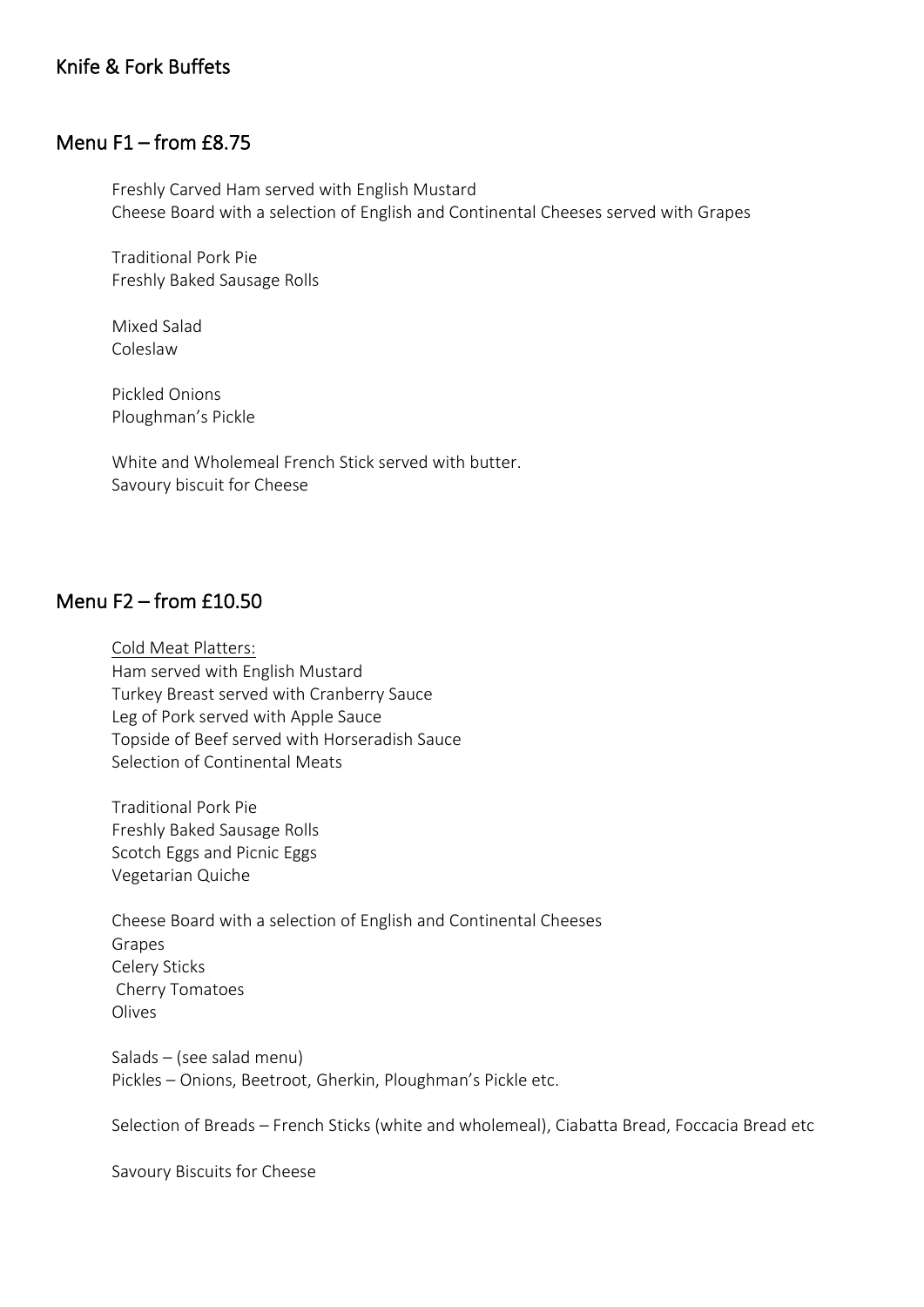## Knife & Fork Buffets

### Menu F1 – from £8.75

Freshly Carved Ham served with English Mustard
Cheese Board with a selection of English and Continental Cheeses served with Grapes

Traditional Pork Pie
Freshly Baked Sausage Rolls

Mixed Salad
Coleslaw

Pickled Onions
Ploughman's Pickle

White and Wholemeal French Stick served with butter.
Savoury biscuit for Cheese

### Menu F2 – from £10.50

Cold Meat Platters:
Ham served with English Mustard
Turkey Breast served with Cranberry Sauce
Leg of Pork served with Apple Sauce
Topside of Beef served with Horseradish Sauce
Selection of Continental Meats

Traditional Pork Pie
Freshly Baked Sausage Rolls
Scotch Eggs and Picnic Eggs
Vegetarian Quiche

Cheese Board with a selection of English and Continental Cheeses
Grapes
Celery Sticks
Cherry Tomatoes
Olives

Salads – (see salad menu)
Pickles – Onions, Beetroot, Gherkin, Ploughman's Pickle etc.

Selection of Breads – French Sticks (white and wholemeal), Ciabatta Bread, Foccacia Bread etc

Savoury Biscuits for Cheese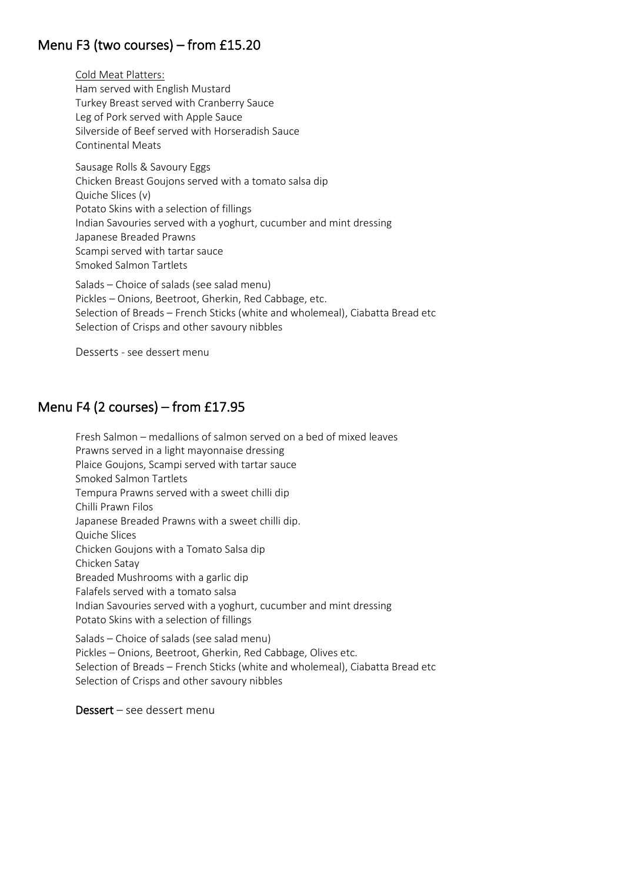## Menu F3 (two courses) – from £15.20

Cold Meat Platters:
Ham served with English Mustard
Turkey Breast served with Cranberry Sauce
Leg of Pork served with Apple Sauce
Silverside of Beef served with Horseradish Sauce
Continental Meats

Sausage Rolls & Savoury Eggs
Chicken Breast Goujons served with a tomato salsa dip
Quiche Slices (v)
Potato Skins with a selection of fillings
Indian Savouries served with a yoghurt, cucumber and mint dressing
Japanese Breaded Prawns
Scampi served with tartar sauce
Smoked Salmon Tartlets

Salads – Choice of salads (see salad menu)
Pickles – Onions, Beetroot, Gherkin, Red Cabbage, etc.
Selection of Breads – French Sticks (white and wholemeal), Ciabatta Bread etc
Selection of Crisps and other savoury nibbles

Desserts - see dessert menu

## Menu F4 (2 courses) – from £17.95

Fresh Salmon – medallions of salmon served on a bed of mixed leaves
Prawns served in a light mayonnaise dressing
Plaice Goujons, Scampi served with tartar sauce
Smoked Salmon Tartlets
Tempura Prawns served with a sweet chilli dip
Chilli Prawn Filos
Japanese Breaded Prawns with a sweet chilli dip.
Quiche Slices
Chicken Goujons with a Tomato Salsa dip
Chicken Satay
Breaded Mushrooms with a garlic dip
Falafels served with a tomato salsa
Indian Savouries served with a yoghurt, cucumber and mint dressing
Potato Skins with a selection of fillings

Salads – Choice of salads (see salad menu)
Pickles – Onions, Beetroot, Gherkin, Red Cabbage, Olives etc.
Selection of Breads – French Sticks (white and wholemeal), Ciabatta Bread etc
Selection of Crisps and other savoury nibbles

**Dessert** – see dessert menu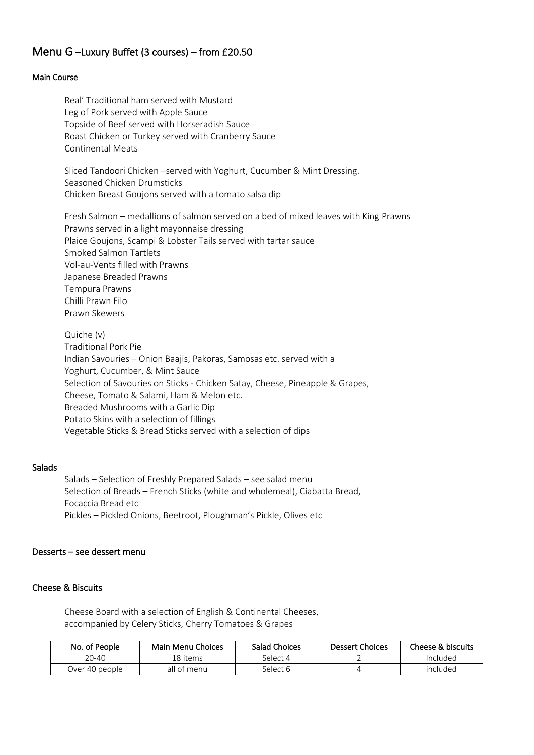## Menu G –Luxury Buffet (3 courses) – from £20.50

### Main Course

Real' Traditional ham served with Mustard
Leg of Pork served with Apple Sauce
Topside of Beef served with Horseradish Sauce
Roast Chicken or Turkey served with Cranberry Sauce
Continental Meats

Sliced Tandoori Chicken –served with Yoghurt, Cucumber & Mint Dressing.
Seasoned Chicken Drumsticks
Chicken Breast Goujons served with a tomato salsa dip

Fresh Salmon – medallions of salmon served on a bed of mixed leaves with King Prawns
Prawns served in a light mayonnaise dressing
Plaice Goujons, Scampi & Lobster Tails served with tartar sauce
Smoked Salmon Tartlets
Vol-au-Vents filled with Prawns
Japanese Breaded Prawns
Tempura Prawns
Chilli Prawn Filo
Prawn Skewers

Quiche (v)
Traditional Pork Pie
Indian Savouries – Onion Baajis, Pakoras, Samosas etc. served with a Yoghurt, Cucumber, & Mint Sauce
Selection of Savouries on Sticks - Chicken Satay, Cheese, Pineapple & Grapes, Cheese, Tomato & Salami, Ham & Melon etc.
Breaded Mushrooms with a Garlic Dip
Potato Skins with a selection of fillings
Vegetable Sticks & Bread Sticks served with a selection of dips

### Salads

Salads – Selection of Freshly Prepared Salads – see salad menu
Selection of Breads – French Sticks (white and wholemeal), Ciabatta Bread, Focaccia Bread etc
Pickles – Pickled Onions, Beetroot, Ploughman's Pickle, Olives etc

### Desserts – see dessert menu

### Cheese & Biscuits

Cheese Board with a selection of English & Continental Cheeses, accompanied by Celery Sticks, Cherry Tomatoes & Grapes

| No. of People | Main Menu Choices | Salad Choices | Dessert Choices | Cheese & biscuits |
|---|---|---|---|---|
| 20-40 | 18 items | Select 4 | 2 | Included |
| Over 40 people | all of menu | Select 6 | 4 | included |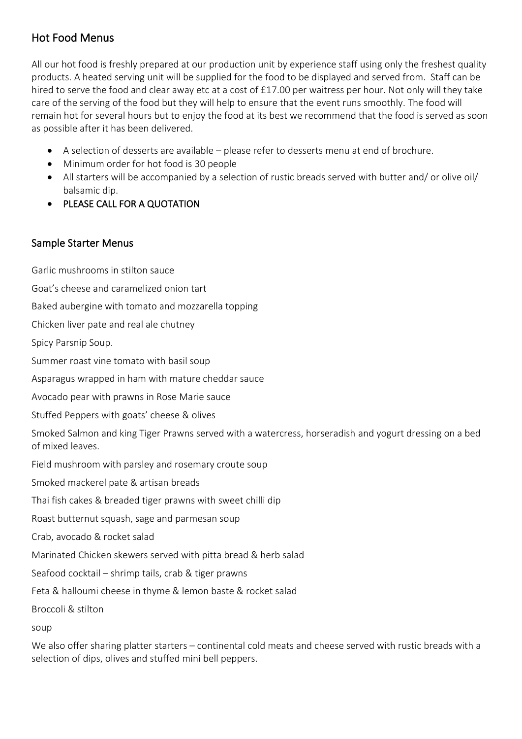## Hot Food Menus

All our hot food is freshly prepared at our production unit by experience staff using only the freshest quality products. A heated serving unit will be supplied for the food to be displayed and served from. Staff can be hired to serve the food and clear away etc at a cost of £17.00 per waitress per hour. Not only will they take care of the serving of the food but they will help to ensure that the event runs smoothly. The food will remain hot for several hours but to enjoy the food at its best we recommend that the food is served as soon as possible after it has been delivered.

- A selection of desserts are available – please refer to desserts menu at end of brochure.
- Minimum order for hot food is 30 people
- All starters will be accompanied by a selection of rustic breads served with butter and/ or olive oil/ balsamic dip.
- PLEASE CALL FOR A QUOTATION

## Sample Starter Menus

Garlic mushrooms in stilton sauce

Goat's cheese and caramelized onion tart

Baked aubergine with tomato and mozzarella topping

Chicken liver pate and real ale chutney

Spicy Parsnip Soup.

Summer roast vine tomato with basil soup

Asparagus wrapped in ham with mature cheddar sauce

Avocado pear with prawns in Rose Marie sauce

Stuffed Peppers with goats' cheese & olives

Smoked Salmon and king Tiger Prawns served with a watercress, horseradish and yogurt dressing on a bed of mixed leaves.

Field mushroom with parsley and rosemary croute soup

Smoked mackerel pate & artisan breads

Thai fish cakes & breaded tiger prawns with sweet chilli dip

Roast butternut squash, sage and parmesan soup

Crab, avocado & rocket salad

Marinated Chicken skewers served with pitta bread & herb salad

Seafood cocktail – shrimp tails, crab & tiger prawns

Feta & halloumi cheese in thyme & lemon baste & rocket salad

Broccoli & stilton

soup

We also offer sharing platter starters – continental cold meats and cheese served with rustic breads with a selection of dips, olives and stuffed mini bell peppers.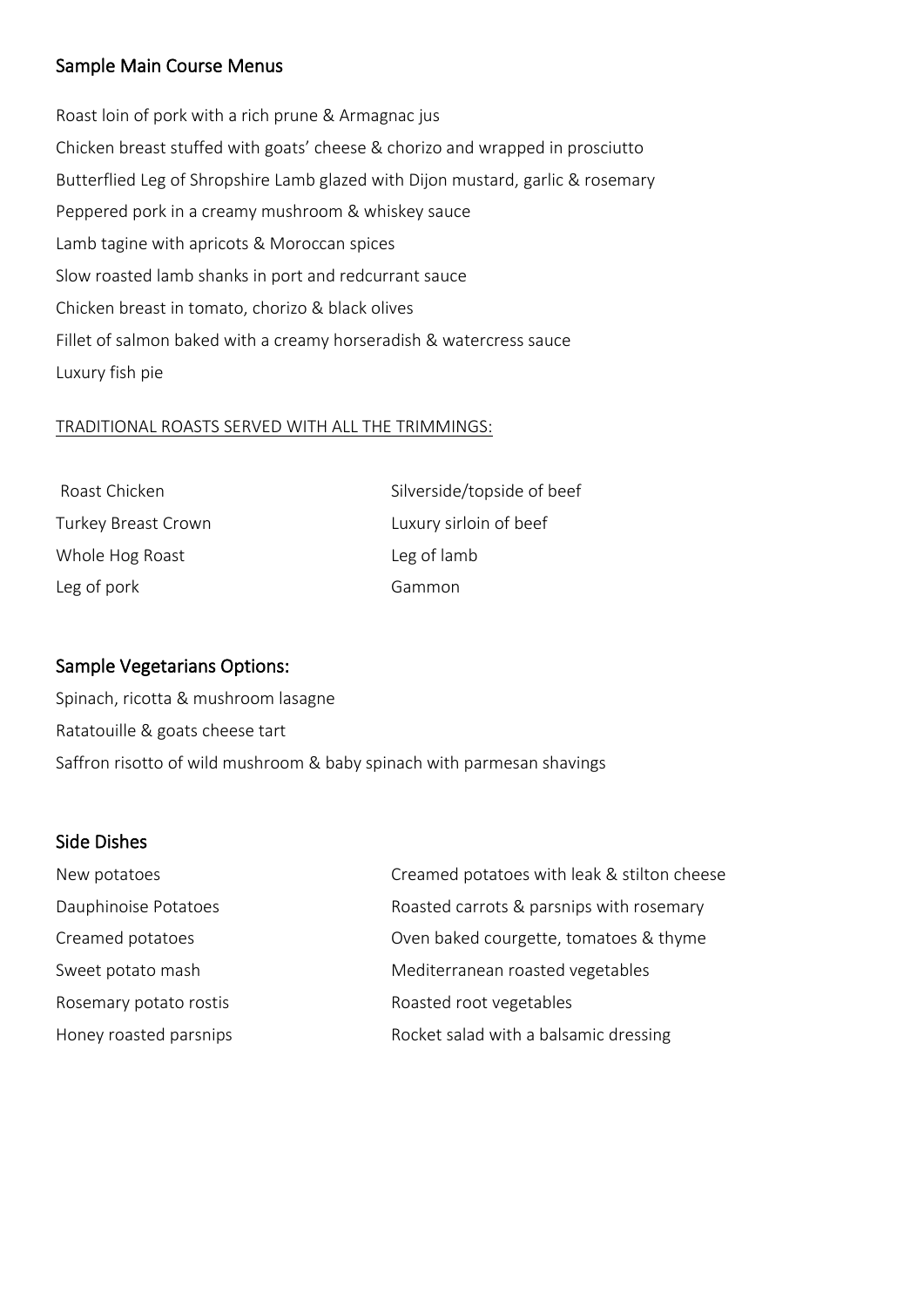## Sample Main Course Menus

Roast loin of pork with a rich prune & Armagnac jus

Chicken breast stuffed with goats' cheese & chorizo and wrapped in prosciutto

Butterflied Leg of Shropshire Lamb glazed with Dijon mustard, garlic & rosemary

Peppered pork in a creamy mushroom & whiskey sauce

Lamb tagine with apricots & Moroccan spices

Slow roasted lamb shanks in port and redcurrant sauce

Chicken breast in tomato, chorizo & black olives

Fillet of salmon baked with a creamy horseradish & watercress sauce

Luxury fish pie

TRADITIONAL ROASTS SERVED WITH ALL THE TRIMMINGS:

Roast Chicken

Turkey Breast Crown

Whole Hog Roast

Leg of pork

Silverside/topside of beef

Luxury sirloin of beef

Leg of lamb

Gammon

## Sample Vegetarians Options:

Spinach, ricotta & mushroom lasagne

Ratatouille & goats cheese tart

Saffron risotto of wild mushroom & baby spinach with parmesan shavings

## Side Dishes

New potatoes

Dauphinoise Potatoes

Creamed potatoes

Sweet potato mash

Rosemary potato rostis

Honey roasted parsnips

Creamed potatoes with leak & stilton cheese

Roasted carrots & parsnips with rosemary

Oven baked courgette, tomatoes & thyme

Mediterranean roasted vegetables

Roasted root vegetables

Rocket salad with a balsamic dressing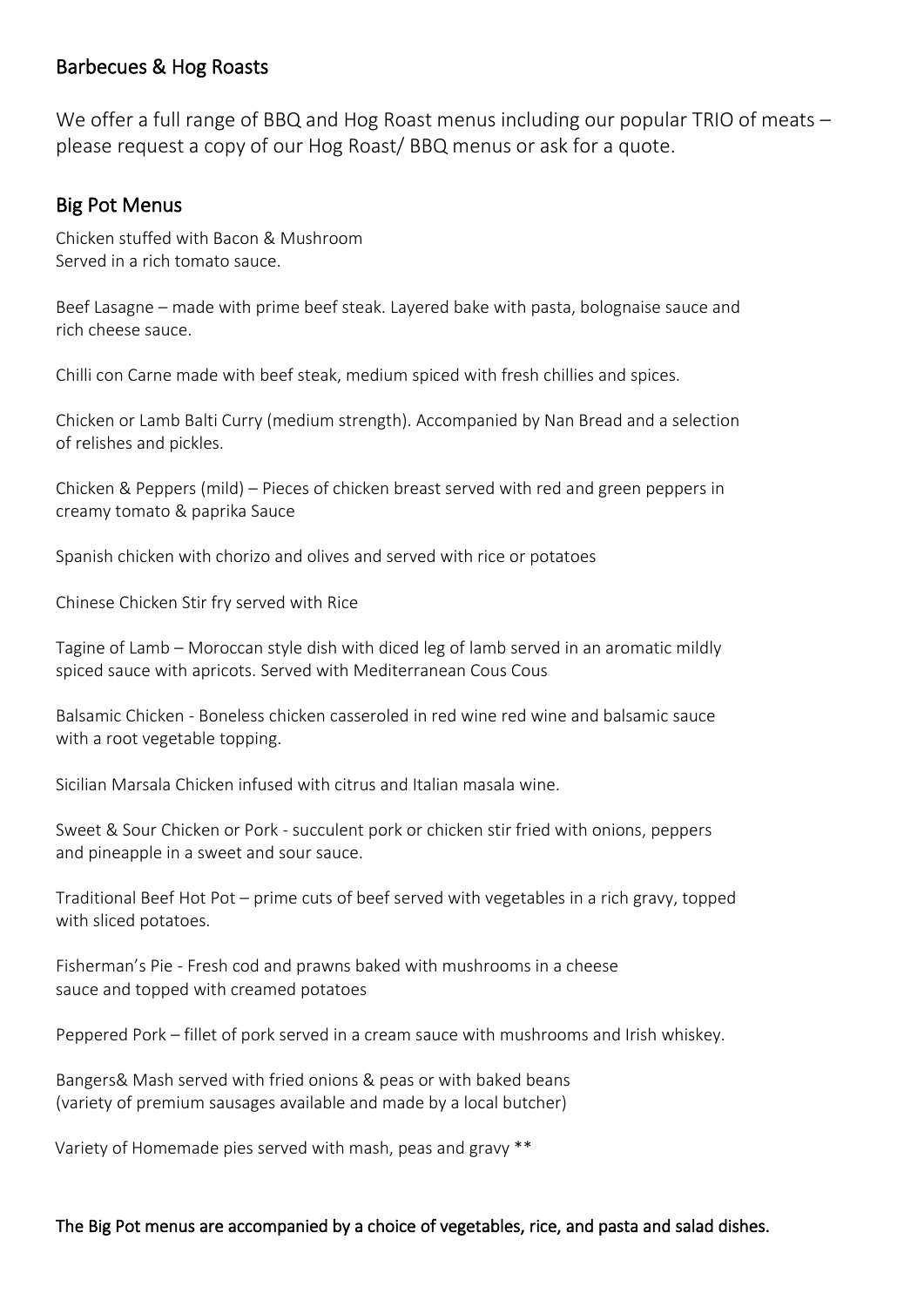## Barbecues & Hog Roasts

We offer a full range of BBQ and Hog Roast menus including our popular TRIO of meats – please request a copy of our Hog Roast/ BBQ menus or ask for a quote.

## Big Pot Menus

Chicken stuffed with Bacon & Mushroom
Served in a rich tomato sauce.

Beef Lasagne – made with prime beef steak. Layered bake with pasta, bolognaise sauce and rich cheese sauce.

Chilli con Carne made with beef steak, medium spiced with fresh chillies and spices.

Chicken or Lamb Balti Curry (medium strength). Accompanied by Nan Bread and a selection of relishes and pickles.

Chicken & Peppers (mild) – Pieces of chicken breast served with red and green peppers in creamy tomato & paprika Sauce

Spanish chicken with chorizo and olives and served with rice or potatoes

Chinese Chicken Stir fry served with Rice

Tagine of Lamb – Moroccan style dish with diced leg of lamb served in an aromatic mildly spiced sauce with apricots. Served with Mediterranean Cous Cous

Balsamic Chicken - Boneless chicken casseroled in red wine red wine and balsamic sauce with a root vegetable topping.

Sicilian Marsala Chicken infused with citrus and Italian masala wine.

Sweet & Sour Chicken or Pork - succulent pork or chicken stir fried with onions, peppers and pineapple in a sweet and sour sauce.

Traditional Beef Hot Pot – prime cuts of beef served with vegetables in a rich gravy, topped with sliced potatoes.

Fisherman's Pie - Fresh cod and prawns baked with mushrooms in a cheese sauce and topped with creamed potatoes

Peppered Pork – fillet of pork served in a cream sauce with mushrooms and Irish whiskey.

Bangers& Mash served with fried onions & peas or with baked beans
(variety of premium sausages available and made by a local butcher)

Variety of Homemade pies served with mash, peas and gravy **

**The Big Pot menus are accompanied by a choice of vegetables, rice, and pasta and salad dishes.**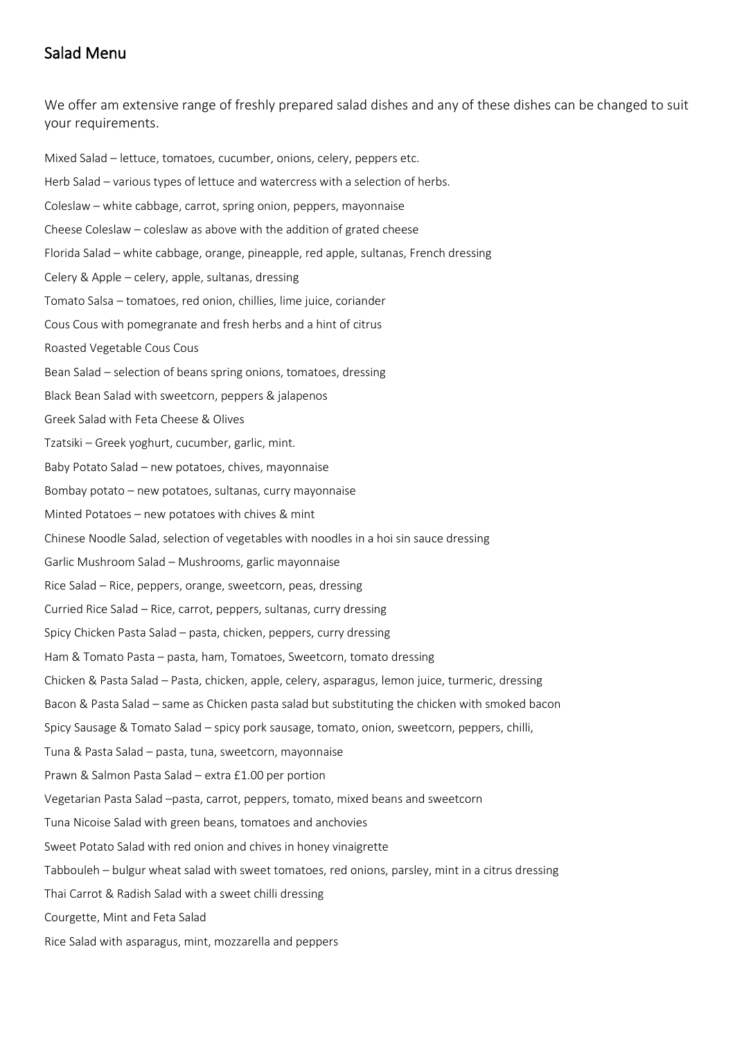## Salad Menu

We offer am extensive range of freshly prepared salad dishes and any of these dishes can be changed to suit your requirements.

Mixed Salad – lettuce, tomatoes, cucumber, onions, celery, peppers etc.

Herb Salad – various types of lettuce and watercress with a selection of herbs.

Coleslaw – white cabbage, carrot, spring onion, peppers, mayonnaise

Cheese Coleslaw – coleslaw as above with the addition of grated cheese

Florida Salad – white cabbage, orange, pineapple, red apple, sultanas, French dressing

Celery & Apple – celery, apple, sultanas, dressing

Tomato Salsa – tomatoes, red onion, chillies, lime juice, coriander

Cous Cous with pomegranate and fresh herbs and a hint of citrus

Roasted Vegetable Cous Cous

Bean Salad – selection of beans spring onions, tomatoes, dressing

Black Bean Salad with sweetcorn, peppers & jalapenos

Greek Salad with Feta Cheese & Olives

Tzatsiki – Greek yoghurt, cucumber, garlic, mint.

Baby Potato Salad – new potatoes, chives, mayonnaise

Bombay potato – new potatoes, sultanas, curry mayonnaise

Minted Potatoes – new potatoes with chives & mint

Chinese Noodle Salad, selection of vegetables with noodles in a hoi sin sauce dressing

Garlic Mushroom Salad – Mushrooms, garlic mayonnaise

Rice Salad – Rice, peppers, orange, sweetcorn, peas, dressing

Curried Rice Salad – Rice, carrot, peppers, sultanas, curry dressing

Spicy Chicken Pasta Salad – pasta, chicken, peppers, curry dressing

Ham & Tomato Pasta – pasta, ham, Tomatoes, Sweetcorn, tomato dressing

Chicken & Pasta Salad – Pasta, chicken, apple, celery, asparagus, lemon juice, turmeric, dressing

Bacon & Pasta Salad – same as Chicken pasta salad but substituting the chicken with smoked bacon

Spicy Sausage & Tomato Salad – spicy pork sausage, tomato, onion, sweetcorn, peppers, chilli,

Tuna & Pasta Salad – pasta, tuna, sweetcorn, mayonnaise

Prawn & Salmon Pasta Salad – extra £1.00 per portion

Vegetarian Pasta Salad –pasta, carrot, peppers, tomato, mixed beans and sweetcorn

Tuna Nicoise Salad with green beans, tomatoes and anchovies

Sweet Potato Salad with red onion and chives in honey vinaigrette

Tabbouleh – bulgur wheat salad with sweet tomatoes, red onions, parsley, mint in a citrus dressing

Thai Carrot & Radish Salad with a sweet chilli dressing

Courgette, Mint and Feta Salad

Rice Salad with asparagus, mint, mozzarella and peppers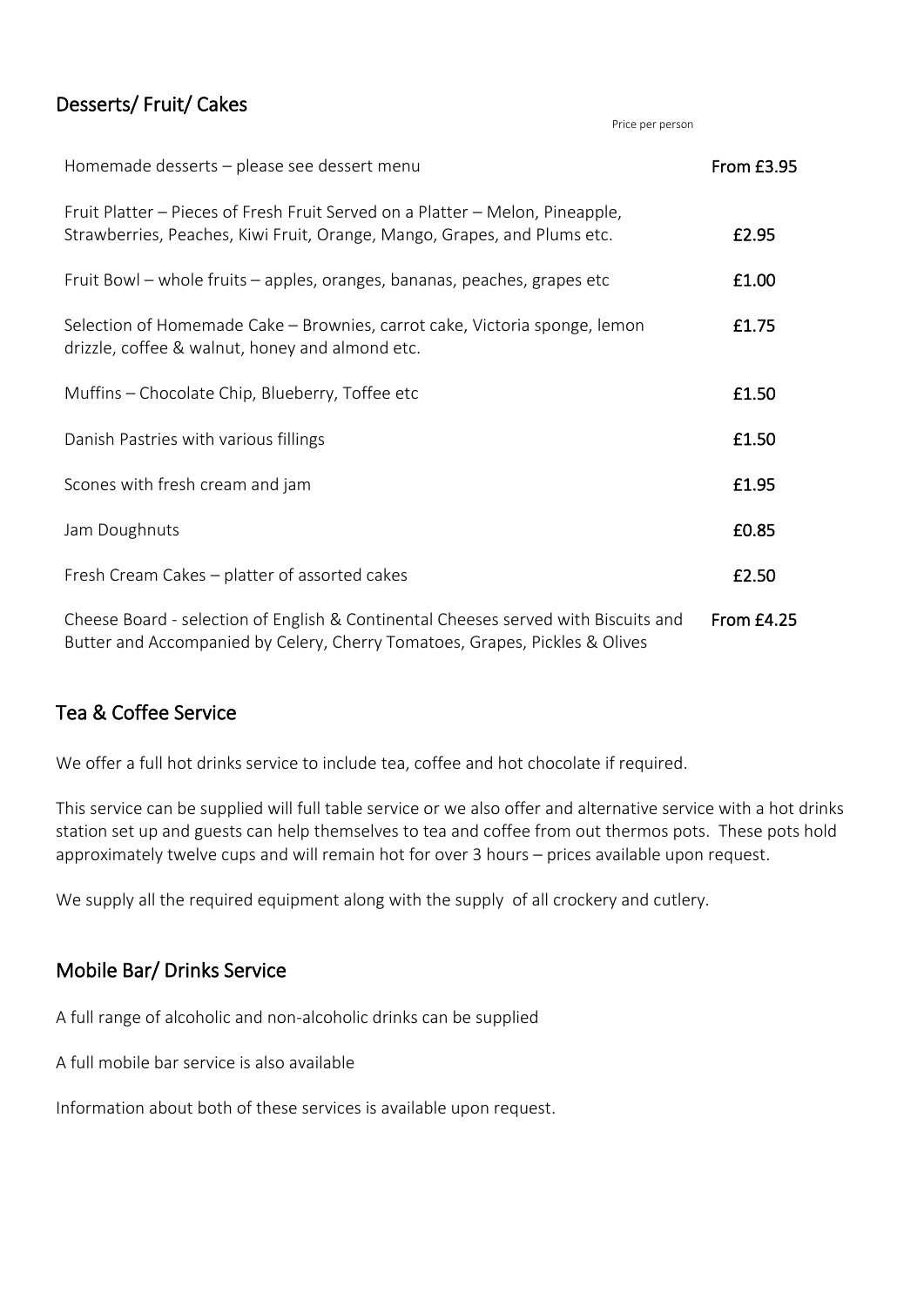## Desserts/ Fruit/ Cakes

| | Price per person |
|---|---|
| Homemade desserts – please see dessert menu | From £3.95 |
| Fruit Platter – Pieces of Fresh Fruit Served on a Platter – Melon, Pineapple, Strawberries, Peaches, Kiwi Fruit, Orange, Mango, Grapes, and Plums etc. | £2.95 |
| Fruit Bowl – whole fruits – apples, oranges, bananas, peaches, grapes etc | £1.00 |
| Selection of Homemade Cake – Brownies, carrot cake, Victoria sponge, lemon drizzle, coffee & walnut, honey and almond etc. | £1.75 |
| Muffins – Chocolate Chip, Blueberry, Toffee etc | £1.50 |
| Danish Pastries with various fillings | £1.50 |
| Scones with fresh cream and jam | £1.95 |
| Jam Doughnuts | £0.85 |
| Fresh Cream Cakes – platter of assorted cakes | £2.50 |
| Cheese Board - selection of English & Continental Cheeses served with Biscuits and Butter and Accompanied by Celery, Cherry Tomatoes, Grapes, Pickles & Olives | From £4.25 |

## Tea & Coffee Service

We offer a full hot drinks service to include tea, coffee and hot chocolate if required.

This service can be supplied will full table service or we also offer and alternative service with a hot drinks station set up and guests can help themselves to tea and coffee from out thermos pots. These pots hold approximately twelve cups and will remain hot for over 3 hours – prices available upon request.

We supply all the required equipment along with the supply of all crockery and cutlery.

## Mobile Bar/ Drinks Service

A full range of alcoholic and non-alcoholic drinks can be supplied

A full mobile bar service is also available

Information about both of these services is available upon request.